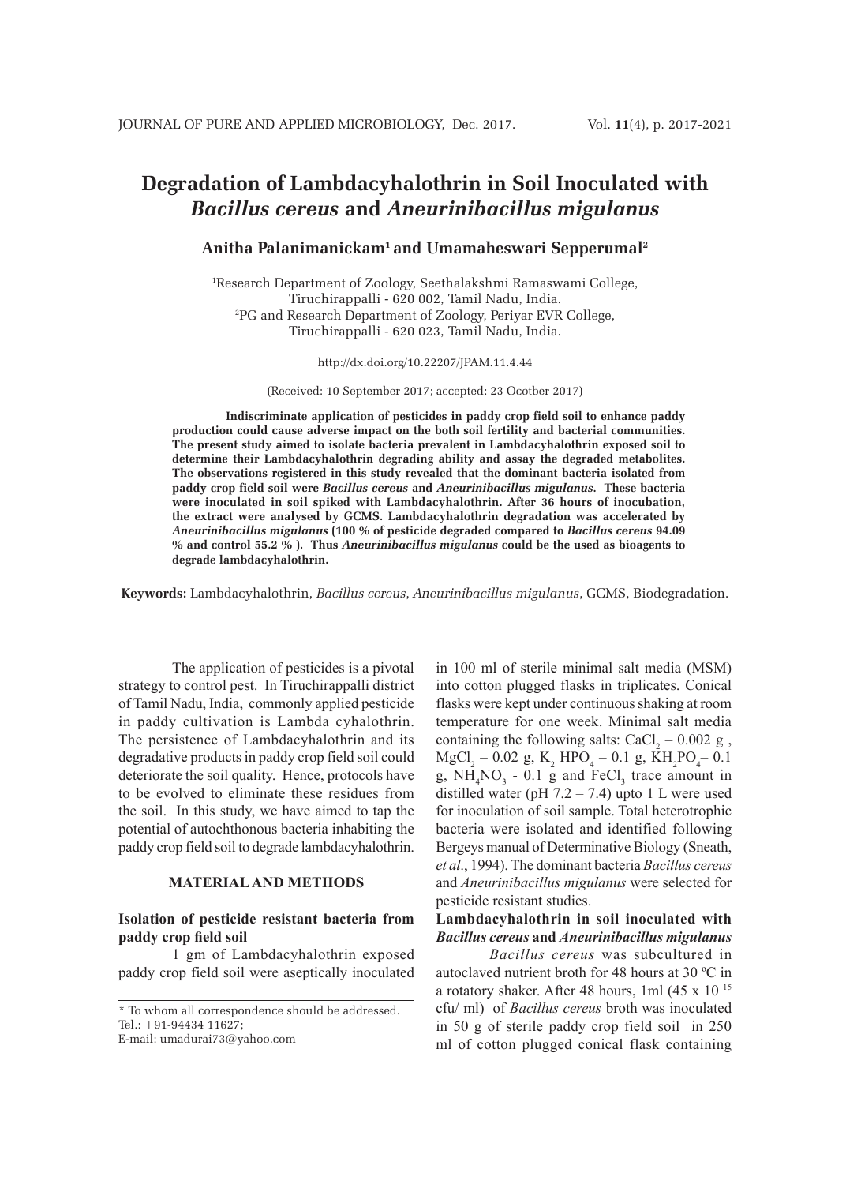# Degradation of Lambdacyhalothrin in Soil Inoculated with *Bacillus cereus* and *Aneurinibacillus migulanus*

**Anitha Palanimanickam[1] and Umamaheswari Sepperumal[2]**

[1]Research Department of Zoology, Seethalakshmi Ramaswami College, Tiruchirappalli - 620 002, Tamil Nadu, India.
[2]PG and Research Department of Zoology, Periyar EVR College, Tiruchirappalli - 620 023, Tamil Nadu, India.

http://dx.doi.org/10.22207/JPAM.11.4.44

(Received: 10 September 2017; accepted: 23 Ocotber 2017)

**Indiscriminate application of pesticides in paddy crop field soil to enhance paddy production could cause adverse impact on the both soil fertility and bacterial communities. The present study aimed to isolate bacteria prevalent in Lambdacyhalothrin exposed soil to determine their Lambdacyhalothrin degrading ability and assay the degraded metabolites. The observations registered in this study revealed that the dominant bacteria isolated from paddy crop field soil were *Bacillus cereus* and *Aneurinibacillus migulanus*. These bacteria were inoculated in soil spiked with Lambdacyhalothrin. After 36 hours of inocubation, the extract were analysed by GCMS. Lambdacyhalothrin degradation was accelerated by *Aneurinibacillus migulanus* (100 % of pesticide degraded compared to *Bacillus cereus* 94.09 % and control 55.2 % ). Thus *Aneurinibacillus migulanus* could be the used as bioagents to degrade lambdacyhalothrin.**

**Keywords:** Lambdacyhalothrin, *Bacillus cereus*, *Aneurinibacillus migulanus*, GCMS, Biodegradation.

The application of pesticides is a pivotal strategy to control pest. In Tiruchirappalli district of Tamil Nadu, India, commonly applied pesticide in paddy cultivation is Lambda cyhalothrin. The persistence of Lambdacyhalothrin and its degradative products in paddy crop field soil could deteriorate the soil quality. Hence, protocols have to be evolved to eliminate these residues from the soil. In this study, we have aimed to tap the potential of autochthonous bacteria inhabiting the paddy crop field soil to degrade lambdacyhalothrin.

## MATERIAL AND METHODS

### Isolation of pesticide resistant bacteria from paddy crop field soil

1 gm of Lambdacyhalothrin exposed paddy crop field soil were aseptically inoculated in 100 ml of sterile minimal salt media (MSM) into cotton plugged flasks in triplicates. Conical flasks were kept under continuous shaking at room temperature for one week. Minimal salt media containing the following salts: $CaCl_2$ – 0.002 g , $MgCl_2$ – 0.02 g, $K_2HPO_4$ – 0.1 g, $KH_2PO_4$ – 0.1 g, $NH_4NO_3$ - 0.1 g and $FeCl_3$ trace amount in distilled water (pH 7.2 – 7.4) upto 1 L were used for inoculation of soil sample. Total heterotrophic bacteria were isolated and identified following Bergeys manual of Determinative Biology (Sneath, *et al*., 1994). The dominant bacteria *Bacillus cereus* and *Aneurinibacillus migulanus* were selected for pesticide resistant studies.

### Lambdacyhalothrin in soil inoculated with *Bacillus cereus* and *Aneurinibacillus migulanus*

*Bacillus cereus* was subcultured in autoclaved nutrient broth for 48 hours at 30 ºC in a rotatory shaker. After 48 hours, 1ml ($45 \times 10^{15}$ cfu/ ml) of *Bacillus cereus* broth was inoculated in 50 g of sterile paddy crop field soil in 250 ml of cotton plugged conical flask containing

---

* To whom all correspondence should be addressed.
Tel.: +91-94434 11627;
E-mail: umadurai73@yahoo.com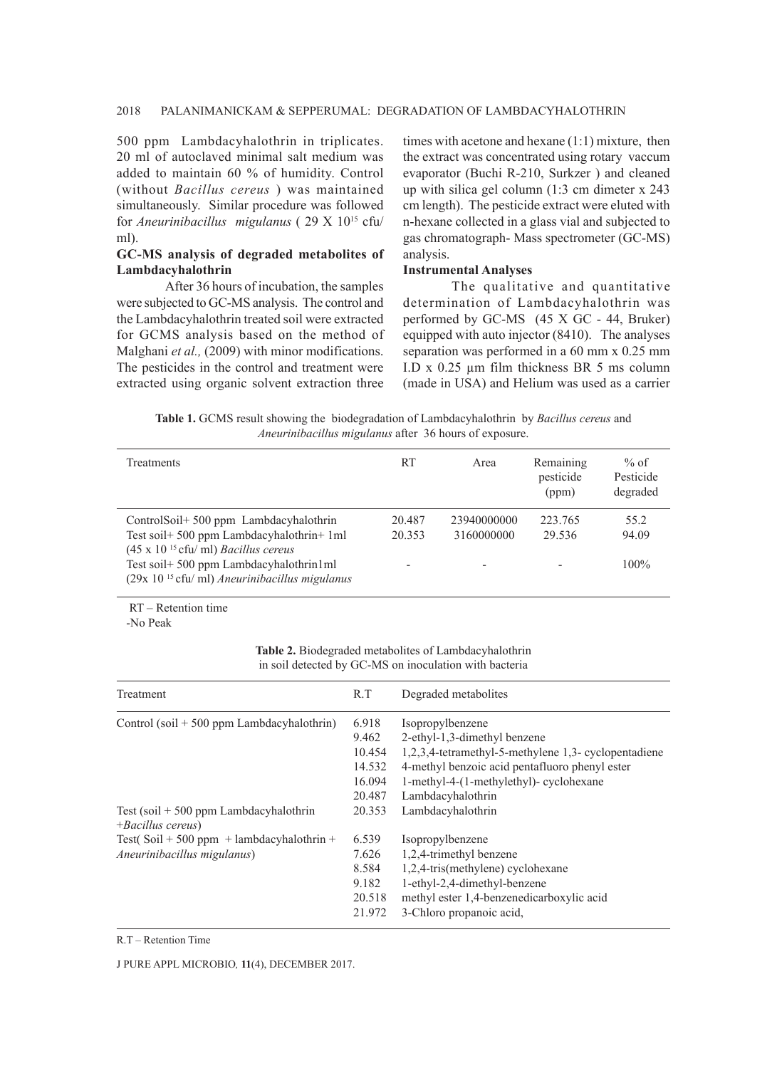500 ppm Lambdacyhalothrin in triplicates. 20 ml of autoclaved minimal salt medium was added to maintain 60 % of humidity. Control (without *Bacillus cereus* ) was maintained simultaneously. Similar procedure was followed for *Aneurinibacillus migulanus* ( 29 X $10^{15}$ cfu/ ml).

**GC-MS analysis of degraded metabolites of Lambdacyhalothrin**

After 36 hours of incubation, the samples were subjected to GC-MS analysis. The control and the Lambdacyhalothrin treated soil were extracted for GCMS analysis based on the method of Malghani *et al.,* (2009) with minor modifications. The pesticides in the control and treatment were extracted using organic solvent extraction three times with acetone and hexane (1:1) mixture, then the extract was concentrated using rotary vaccum evaporator (Buchi R-210, Surkzer ) and cleaned up with silica gel column (1:3 cm dimeter x 243 cm length). The pesticide extract were eluted with n-hexane collected in a glass vial and subjected to gas chromatograph- Mass spectrometer (GC-MS) analysis.

**Instrumental Analyses**

The qualitative and quantitative determination of Lambdacyhalothrin was performed by GC-MS (45 X GC - 44, Bruker) equipped with auto injector (8410). The analyses separation was performed in a 60 mm x 0.25 mm I.D x 0.25 µm film thickness BR 5 ms column (made in USA) and Helium was used as a carrier

**Table 1.** GCMS result showing the biodegradation of Lambdacyhalothrin by *Bacillus cereus* and *Aneurinibacillus migulanus* after 36 hours of exposure.

| Treatments | RT | Area | Remaining pesticide (ppm) | % of Pesticide degraded |
|---|---|---|---|---|
| ControlSoil+ 500 ppm Lambdacyhalothrin | 20.487 | 23940000000 | 223.765 | 55.2 |
| Test soil+ 500 ppm Lambdacyhalothrin+ 1ml (45 x $10^{15}$ cfu/ ml) *Bacillus cereus* | 20.353 | 3160000000 | 29.536 | 94.09 |
| Test soil+ 500 ppm Lambdacyhalothrin1ml (29x $10^{15}$ cfu/ ml) *Aneurinibacillus migulanus* | - | - | - | 100% |

RT – Retention time
-No Peak

**Table 2.** Biodegraded metabolites of Lambdacyhalothrin in soil detected by GC-MS on inoculation with bacteria

| Treatment | R.T | Degraded metabolites |
|---|---|---|
| Control (soil + 500 ppm Lambdacyhalothrin) | 6.918 | Isopropylbenzene |
| | 9.462 | 2-ethyl-1,3-dimethyl benzene |
| | 10.454 | 1,2,3,4-tetramethyl-5-methylene 1,3- cyclopentadiene |
| | 14.532 | 4-methyl benzoic acid pentafluoro phenyl ester |
| | 16.094 | 1-methyl-4-(1-methylethyl)- cyclohexane |
| | 20.487 | Lambdacyhalothrin |
| Test (soil + 500 ppm Lambdacyhalothrin +*Bacillus cereus*) | 20.353 | Lambdacyhalothrin |
| Test( Soil + 500 ppm + lambdacyhalothrin + *Aneurinibacillus migulanus*) | 6.539 | Isopropylbenzene |
| | 7.626 | 1,2,4-trimethyl benzene |
| | 8.584 | 1,2,4-tris(methylene) cyclohexane |
| | 9.182 | 1-ethyl-2,4-dimethyl-benzene |
| | 20.518 | methyl ester 1,4-benzenedicarboxylic acid |
| | 21.972 | 3-Chloro propanoic acid, |

R.T – Retention Time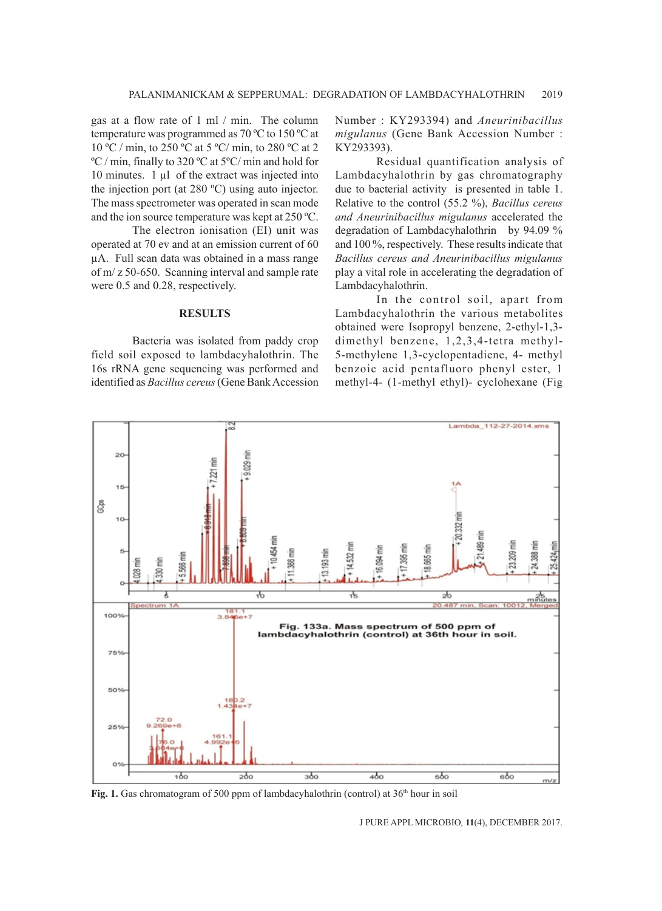gas at a flow rate of 1 ml / min. The column temperature was programmed as 70 ºC to 150 ºC at 10 ºC / min, to 250 ºC at 5 ºC/ min, to 280 ºC at 2 ºC / min, finally to 320 ºC at 5ºC/ min and hold for 10 minutes. 1 µl of the extract was injected into the injection port (at 280 ºC) using auto injector. The mass spectrometer was operated in scan mode and the ion source temperature was kept at 250 ºC.

The electron ionisation (EI) unit was operated at 70 ev and at an emission current of 60 µA. Full scan data was obtained in a mass range of m/ z 50-650. Scanning interval and sample rate were 0.5 and 0.28, respectively.

## RESULTS

Bacteria was isolated from paddy crop field soil exposed to lambdacyhalothrin. The 16s rRNA gene sequencing was performed and identified as *Bacillus cereus* (Gene Bank Accession Number : KY293394) and *Aneurinibacillus migulanus* (Gene Bank Accession Number : KY293393).

Residual quantification analysis of Lambdacyhalothrin by gas chromatography due to bacterial activity is presented in table 1. Relative to the control (55.2 %), *Bacillus cereus and Aneurinibacillus migulanus* accelerated the degradation of Lambdacyhalothrin by 94.09 % and 100 %, respectively. These results indicate that *Bacillus cereus and Aneurinibacillus migulanus* play a vital role in accelerating the degradation of Lambdacyhalothrin.

In the control soil, apart from Lambdacyhalothrin the various metabolites obtained were Isopropyl benzene, 2-ethyl-1,3-dimethyl benzene, 1,2,3,4-tetra methyl-5-methylene 1,3-cyclopentadiene, 4- methyl benzoic acid pentafluoro phenyl ester, 1 methyl-4- (1-methyl ethyl)- cyclohexane (Fig

**Fig. 1.** Gas chromatogram of 500 ppm of lambdacyhalothrin (control) at 36th hour in soil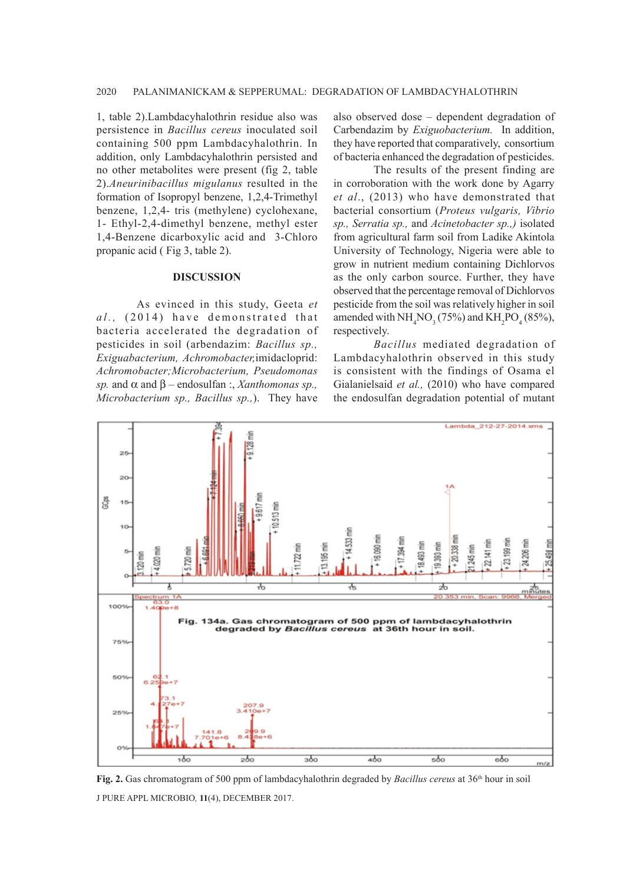1, table 2).Lambdacyhalothrin residue also was persistence in *Bacillus cereus* inoculated soil containing 500 ppm Lambdacyhalothrin. In addition, only Lambdacyhalothrin persisted and no other metabolites were present (fig 2, table 2).*Aneurinibacillus migulanus* resulted in the formation of Isopropyl benzene, 1,2,4-Trimethyl benzene, 1,2,4- tris (methylene) cyclohexane, 1- Ethyl-2,4-dimethyl benzene, methyl ester 1,4-Benzene dicarboxylic acid and 3-Chloro propanic acid ( Fig 3, table 2).

## DISCUSSION

As evinced in this study, Geeta *et al.*, (2014) have demonstrated that bacteria accelerated the degradation of pesticides in soil (arbendazim: *Bacillus sp., Exiguabacterium, Achromobacter,*imidacloprid: *Achromobacter;Microbacterium, Pseudomonas sp.* and α and β – endosulfan :, *Xanthomonas sp., Microbacterium sp., Bacillus sp.,*). They have also observed dose – dependent degradation of Carbendazim by *Exiguobacterium.* In addition, they have reported that comparatively, consortium of bacteria enhanced the degradation of pesticides.

The results of the present finding are in corroboration with the work done by Agarry *et al.*, (2013) who have demonstrated that bacterial consortium (*Proteus vulgaris, Vibrio sp., Serratia sp.,* and *Acinetobacter sp.,)* isolated from agricultural farm soil from Ladike Akintola University of Technology, Nigeria were able to grow in nutrient medium containing Dichlorvos as the only carbon source. Further, they have observed that the percentage removal of Dichlorvos pesticide from the soil was relatively higher in soil amended with $NH_4NO_3$ (75%) and $KH_2PO_4$ (85%), respectively.

*Bacillus* mediated degradation of Lambdacyhalothrin observed in this study is consistent with the findings of Osama el Gialanielsaid *et al.,* (2010) who have compared the endosulfan degradation potential of mutant

**Fig. 2.** Gas chromatogram of 500 ppm of lambdacyhalothrin degraded by *Bacillus cereus* at 36th hour in soil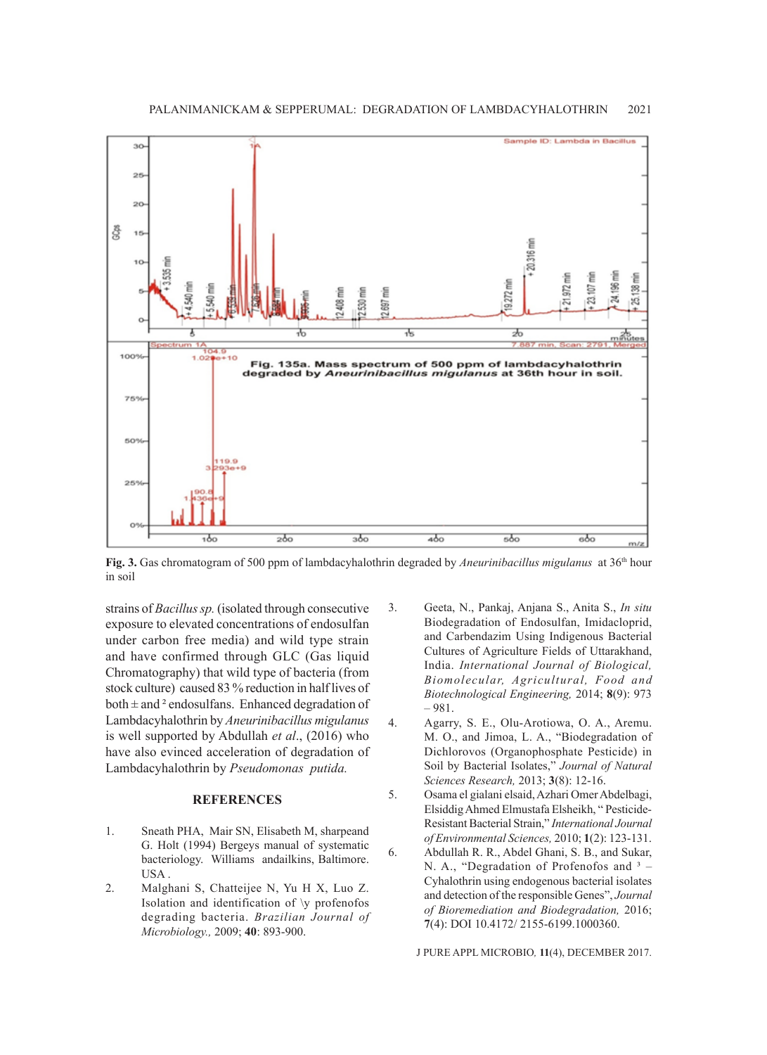Sample ID: Lambda in Bacillus

GCps

30
25
20
15
10
5
0

1A

+3.535 min
+4.540 min
+5.540 min
6.538 min
7.526 min
8.584 min
9.805 min
12.408 min
12.530 min
12.697 min
19.272 min
+20.316 min
+21.972 min
+23.107 min
24.196 min
+25.138 min

5
10
15
20
25
minutes

Spectrum 1A
7.887 min, Scan: 2791, Merged

104.9
1.029e+10

Fig. 135a. Mass spectrum of 500 ppm of lambdacyhalothrin degraded by *Aneurinibacillus migulanus* at 36th hour in soil.

100%
75%
50%
25%
0%

119.9
3.293e+9

90.8
1.436e+9

100
200
300
400
500
600
m/z

**Fig. 3.** Gas chromatogram of 500 ppm of lambdacyhalothrin degraded by *Aneurinibacillus migulanus* at 36th hour in soil

strains of *Bacillus sp.* (isolated through consecutive exposure to elevated concentrations of endosulfan under carbon free media) and wild type strain and have confirmed through GLC (Gas liquid Chromatography) that wild type of bacteria (from stock culture) caused 83 % reduction in half lives of both ± and ² endosulfans. Enhanced degradation of Lambdacyhalothrin by *Aneurinibacillus migulanus* is well supported by Abdullah *et al*., (2016) who have also evinced acceleration of degradation of Lambdacyhalothrin by *Pseudomonas putida.*

## REFERENCES

1. Sneath PHA, Mair SN, Elisabeth M, sharpeand G. Holt (1994) Bergeys manual of systematic bacteriology. Williams andailkins, Baltimore. USA .
2. Malghani S, Chatteijee N, Yu H X, Luo Z. Isolation and identification of \y profenofos degrading bacteria. *Brazilian Journal of Microbiology.,* 2009; **40**: 893-900.
3. Geeta, N., Pankaj, Anjana S., Anita S., *In situ* Biodegradation of Endosulfan, Imidacloprid, and Carbendazim Using Indigenous Bacterial Cultures of Agriculture Fields of Uttarakhand, India. *International Journal of Biological, Biomolecular, Agricultural, Food and Biotechnological Engineering,* 2014; **8**(9): 973 – 981.
4. Agarry, S. E., Olu-Arotiowa, O. A., Aremu. M. O., and Jimoa, L. A., "Biodegradation of Dichlorovos (Organophosphate Pesticide) in Soil by Bacterial Isolates," *Journal of Natural Sciences Research,* 2013; **3**(8): 12-16.
5. Osama el gialani elsaid, Azhari Omer Abdelbagi, Elsiddig Ahmed Elmustafa Elsheikh, " Pesticide-Resistant Bacterial Strain," *International Journal of Environmental Sciences,* 2010; **1**(2): 123-131.
6. Abdullah R. R., Abdel Ghani, S. B., and Sukar, N. A., "Degradation of Profenofos and ³ – Cyhalothrin using endogenous bacterial isolates and detection of the responsible Genes", *Journal of Bioremediation and Biodegradation,* 2016; **7**(4): DOI 10.4172/ 2155-6199.1000360.